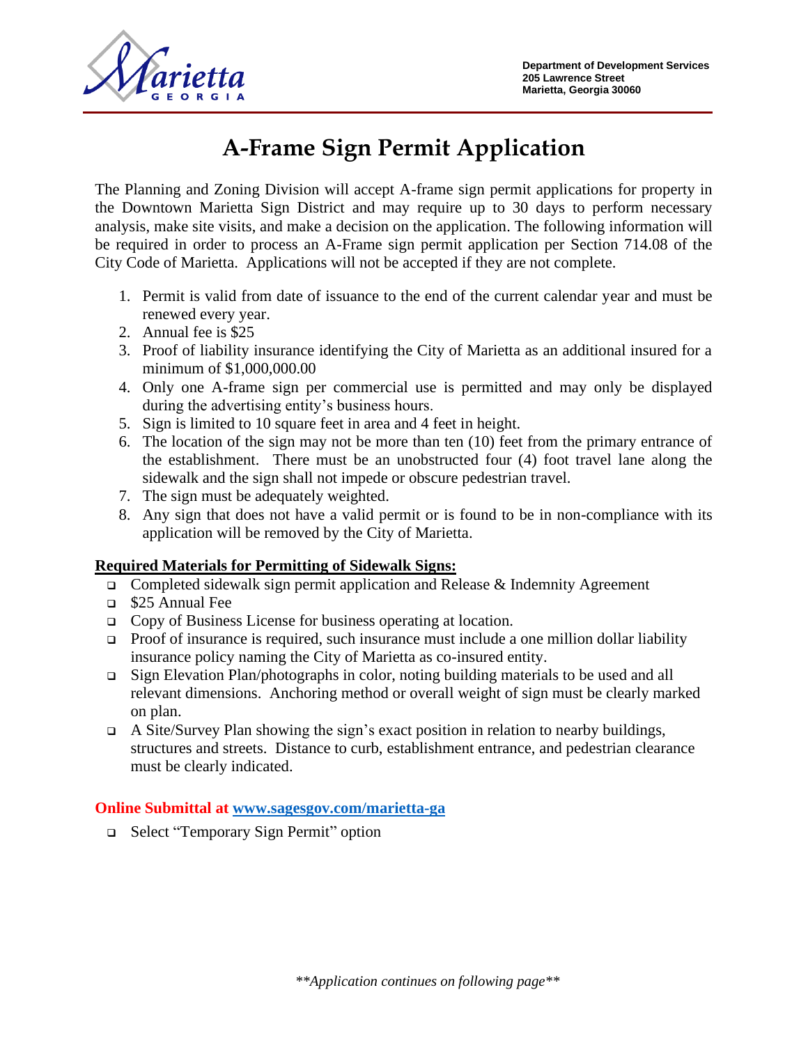Department of Development Services
205 Lawrence Street
Marietta, Georgia 30060

# A-Frame Sign Permit Application

The Planning and Zoning Division will accept A-frame sign permit applications for property in the Downtown Marietta Sign District and may require up to 30 days to perform necessary analysis, make site visits, and make a decision on the application. The following information will be required in order to process an A-Frame sign permit application per Section 714.08 of the City Code of Marietta. Applications will not be accepted if they are not complete.

1. Permit is valid from date of issuance to the end of the current calendar year and must be renewed every year.
2. Annual fee is $25
3. Proof of liability insurance identifying the City of Marietta as an additional insured for a minimum of $1,000,000.00
4. Only one A-frame sign per commercial use is permitted and may only be displayed during the advertising entity's business hours.
5. Sign is limited to 10 square feet in area and 4 feet in height.
6. The location of the sign may not be more than ten (10) feet from the primary entrance of the establishment. There must be an unobstructed four (4) foot travel lane along the sidewalk and the sign shall not impede or obscure pedestrian travel.
7. The sign must be adequately weighted.
8. Any sign that does not have a valid permit or is found to be in non-compliance with its application will be removed by the City of Marietta.

**Required Materials for Permitting of Sidewalk Signs:**

- Completed sidewalk sign permit application and Release & Indemnity Agreement
- $25 Annual Fee
- Copy of Business License for business operating at location.
- Proof of insurance is required, such insurance must include a one million dollar liability insurance policy naming the City of Marietta as co-insured entity.
- Sign Elevation Plan/photographs in color, noting building materials to be used and all relevant dimensions. Anchoring method or overall weight of sign must be clearly marked on plan.
- A Site/Survey Plan showing the sign's exact position in relation to nearby buildings, structures and streets. Distance to curb, establishment entrance, and pedestrian clearance must be clearly indicated.

**Online Submittal at [www.sagesgov.com/marietta-ga](www.sagesgov.com/marietta-ga)**

- Select "Temporary Sign Permit" option

*\*\*Application continues on following page\*\**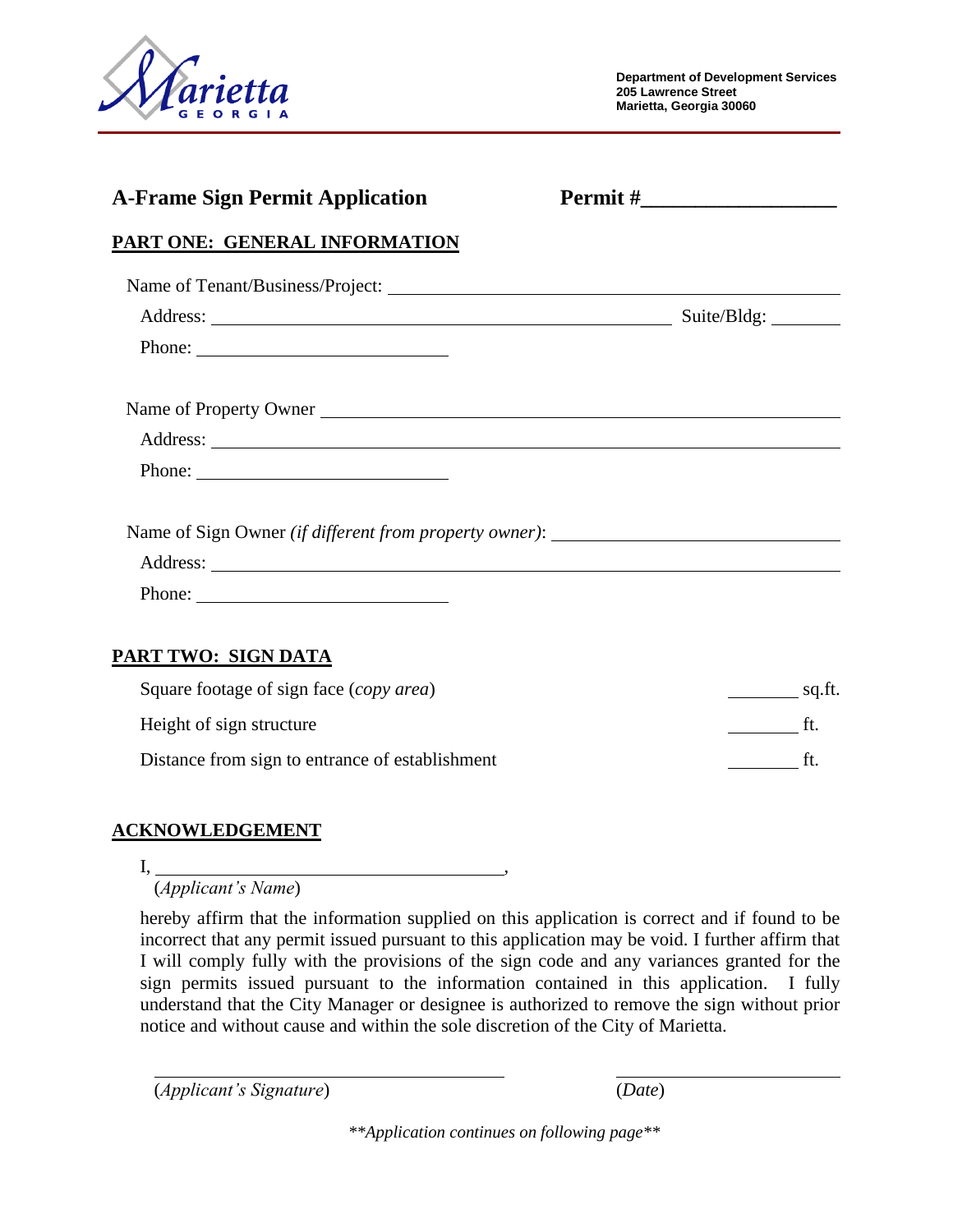Department of Development Services
205 Lawrence Street
Marietta, Georgia 30060

## A-Frame Sign Permit Application

**Permit #\_\_\_\_\_\_\_\_\_\_\_\_\_\_\_\_\_**

### PART ONE: GENERAL INFORMATION

Name of Tenant/Business/Project: \_\_\_\_\_\_\_\_\_\_\_\_\_\_\_\_\_\_\_\_\_\_\_\_\_\_\_\_\_\_\_\_\_\_\_\_\_\_\_\_

Address: \_\_\_\_\_\_\_\_\_\_\_\_\_\_\_\_\_\_\_\_\_\_\_\_\_\_\_\_\_\_\_\_\_\_\_\_\_\_\_\_ Suite/Bldg: \_\_\_\_\_\_\_\_

Phone: \_\_\_\_\_\_\_\_\_\_\_\_\_\_\_\_\_\_\_\_\_\_\_\_\_\_

Name of Property Owner \_\_\_\_\_\_\_\_\_\_\_\_\_\_\_\_\_\_\_\_\_\_\_\_\_\_\_\_\_\_\_\_\_\_\_\_\_\_\_\_

Address: \_\_\_\_\_\_\_\_\_\_\_\_\_\_\_\_\_\_\_\_\_\_\_\_\_\_\_\_\_\_\_\_\_\_\_\_\_\_\_\_\_\_\_\_\_\_\_\_\_\_\_\_

Phone: \_\_\_\_\_\_\_\_\_\_\_\_\_\_\_\_\_\_\_\_\_\_\_\_\_\_

Name of Sign Owner *(if different from property owner)*: \_\_\_\_\_\_\_\_\_\_\_\_\_\_\_\_\_\_\_\_\_\_\_\_\_\_\_\_

Address: \_\_\_\_\_\_\_\_\_\_\_\_\_\_\_\_\_\_\_\_\_\_\_\_\_\_\_\_\_\_\_\_\_\_\_\_\_\_\_\_\_\_\_\_\_\_\_\_\_\_\_\_

Phone: \_\_\_\_\_\_\_\_\_\_\_\_\_\_\_\_\_\_\_\_\_\_\_\_\_\_

### PART TWO: SIGN DATA

Square footage of sign face (*copy area*) \_\_\_\_\_\_\_\_ sq.ft.

Height of sign structure \_\_\_\_\_\_\_\_ ft.

Distance from sign to entrance of establishment \_\_\_\_\_\_\_\_ ft.

### ACKNOWLEDGEMENT

I, \_\_\_\_\_\_\_\_\_\_\_\_\_\_\_\_\_\_\_\_\_\_\_\_\_\_\_\_\_\_\_\_\_\_\_\_\_\_,
(*Applicant's Name*)

hereby affirm that the information supplied on this application is correct and if found to be incorrect that any permit issued pursuant to this application may be void. I further affirm that I will comply fully with the provisions of the sign code and any variances granted for the sign permits issued pursuant to the information contained in this application. I fully understand that the City Manager or designee is authorized to remove the sign without prior notice and without cause and within the sole discretion of the City of Marietta.

\_\_\_\_\_\_\_\_\_\_\_\_\_\_\_\_\_\_\_\_\_\_\_\_\_\_\_\_\_\_\_\_\_\_\_\_\_\_ \_\_\_\_\_\_\_\_\_\_\_\_\_\_\_\_\_\_\_\_\_\_\_\_\_
(*Applicant's Signature*) (*Date*)

*\*\*Application continues on following page\*\**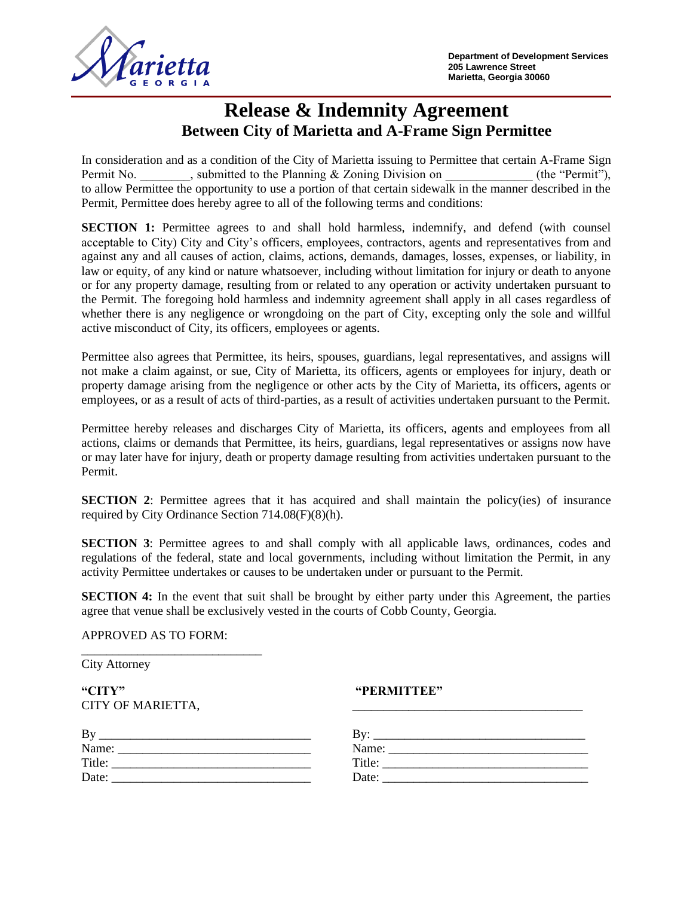Department of Development Services
205 Lawrence Street
Marietta, Georgia 30060

# Release & Indemnity Agreement

## Between City of Marietta and A-Frame Sign Permittee

In consideration and as a condition of the City of Marietta issuing to Permittee that certain A-Frame Sign Permit No. ________, submitted to the Planning & Zoning Division on ______________ (the "Permit"), to allow Permittee the opportunity to use a portion of that certain sidewalk in the manner described in the Permit, Permittee does hereby agree to all of the following terms and conditions:

**SECTION 1:** Permittee agrees to and shall hold harmless, indemnify, and defend (with counsel acceptable to City) City and City's officers, employees, contractors, agents and representatives from and against any and all causes of action, claims, actions, demands, damages, losses, expenses, or liability, in law or equity, of any kind or nature whatsoever, including without limitation for injury or death to anyone or for any property damage, resulting from or related to any operation or activity undertaken pursuant to the Permit. The foregoing hold harmless and indemnity agreement shall apply in all cases regardless of whether there is any negligence or wrongdoing on the part of City, excepting only the sole and willful active misconduct of City, its officers, employees or agents.

Permittee also agrees that Permittee, its heirs, spouses, guardians, legal representatives, and assigns will not make a claim against, or sue, City of Marietta, its officers, agents or employees for injury, death or property damage arising from the negligence or other acts by the City of Marietta, its officers, agents or employees, or as a result of acts of third-parties, as a result of activities undertaken pursuant to the Permit.

Permittee hereby releases and discharges City of Marietta, its officers, agents and employees from all actions, claims or demands that Permittee, its heirs, guardians, legal representatives or assigns now have or may later have for injury, death or property damage resulting from activities undertaken pursuant to the Permit.

**SECTION 2**: Permittee agrees that it has acquired and shall maintain the policy(ies) of insurance required by City Ordinance Section 714.08(F)(8)(h).

**SECTION 3**: Permittee agrees to and shall comply with all applicable laws, ordinances, codes and regulations of the federal, state and local governments, including without limitation the Permit, in any activity Permittee undertakes or causes to be undertaken under or pursuant to the Permit.

**SECTION 4:** In the event that suit shall be brought by either party under this Agreement, the parties agree that venue shall be exclusively vested in the courts of Cobb County, Georgia.

APPROVED AS TO FORM:

_____________________________
City Attorney

**"CITY"**
CITY OF MARIETTA,

By _________________________________
Name: ______________________________
Title: _______________________________
Date: _______________________________

**"PERMITTEE"**
____________________________________

By: _________________________________
Name: ______________________________
Title: _______________________________
Date: _______________________________